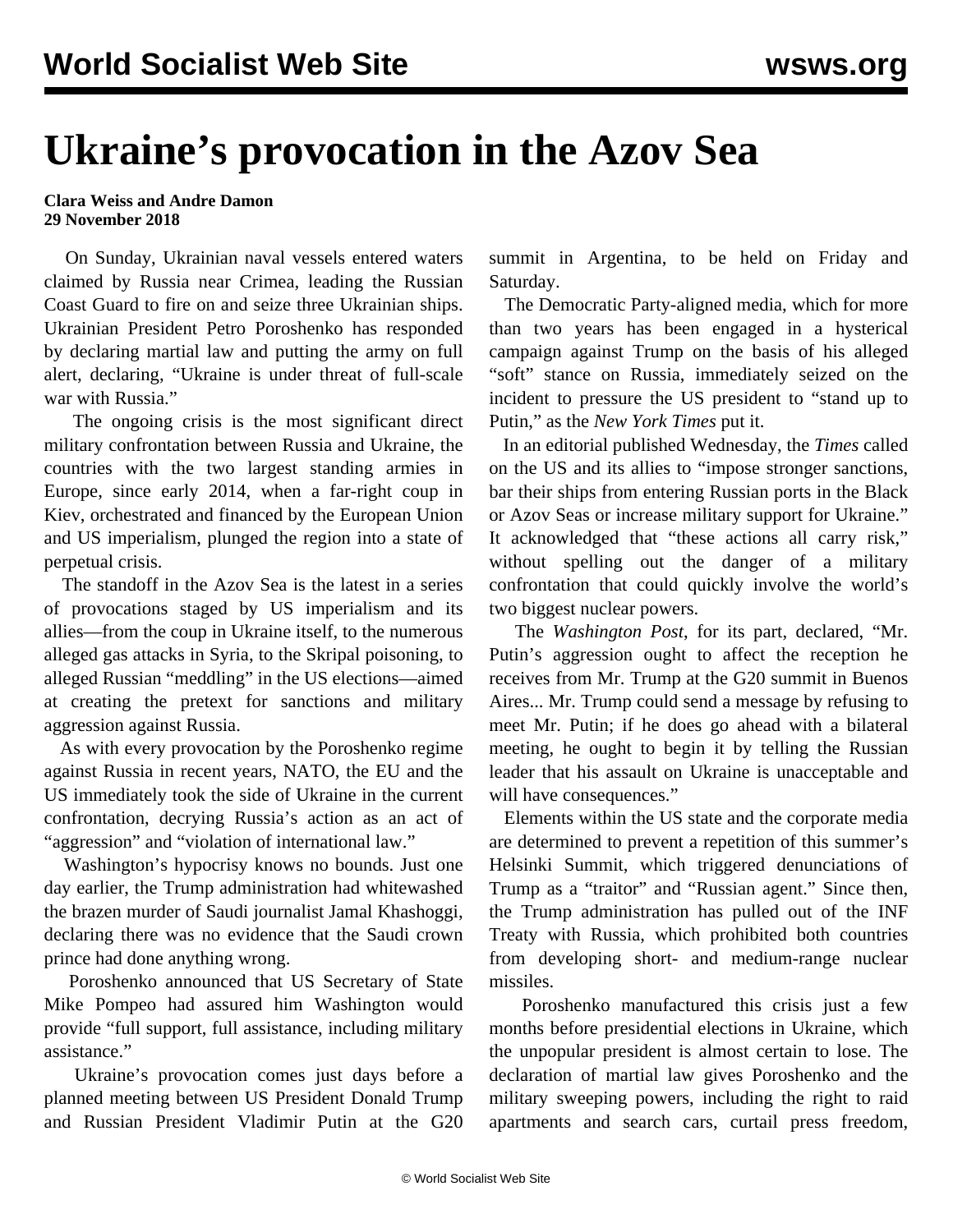# Ukraine's provocation in the Azov Sea

**Clara Weiss and Andre Damon**
**29 November 2018**

On Sunday, Ukrainian naval vessels entered waters claimed by Russia near Crimea, leading the Russian Coast Guard to fire on and seize three Ukrainian ships. Ukrainian President Petro Poroshenko has responded by declaring martial law and putting the army on full alert, declaring, "Ukraine is under threat of full-scale war with Russia."

The ongoing crisis is the most significant direct military confrontation between Russia and Ukraine, the countries with the two largest standing armies in Europe, since early 2014, when a far-right coup in Kiev, orchestrated and financed by the European Union and US imperialism, plunged the region into a state of perpetual crisis.

The standoff in the Azov Sea is the latest in a series of provocations staged by US imperialism and its allies—from the coup in Ukraine itself, to the numerous alleged gas attacks in Syria, to the Skripal poisoning, to alleged Russian "meddling" in the US elections—aimed at creating the pretext for sanctions and military aggression against Russia.

As with every provocation by the Poroshenko regime against Russia in recent years, NATO, the EU and the US immediately took the side of Ukraine in the current confrontation, decrying Russia's action as an act of "aggression" and "violation of international law."

Washington's hypocrisy knows no bounds. Just one day earlier, the Trump administration had whitewashed the brazen murder of Saudi journalist Jamal Khashoggi, declaring there was no evidence that the Saudi crown prince had done anything wrong.

Poroshenko announced that US Secretary of State Mike Pompeo had assured him Washington would provide "full support, full assistance, including military assistance."

Ukraine's provocation comes just days before a planned meeting between US President Donald Trump and Russian President Vladimir Putin at the G20 summit in Argentina, to be held on Friday and Saturday.

The Democratic Party-aligned media, which for more than two years has been engaged in a hysterical campaign against Trump on the basis of his alleged "soft" stance on Russia, immediately seized on the incident to pressure the US president to "stand up to Putin," as the *New York Times* put it.

In an editorial published Wednesday, the *Times* called on the US and its allies to "impose stronger sanctions, bar their ships from entering Russian ports in the Black or Azov Seas or increase military support for Ukraine." It acknowledged that "these actions all carry risk," without spelling out the danger of a military confrontation that could quickly involve the world's two biggest nuclear powers.

The *Washington Post*, for its part, declared, "Mr. Putin's aggression ought to affect the reception he receives from Mr. Trump at the G20 summit in Buenos Aires... Mr. Trump could send a message by refusing to meet Mr. Putin; if he does go ahead with a bilateral meeting, he ought to begin it by telling the Russian leader that his assault on Ukraine is unacceptable and will have consequences."

Elements within the US state and the corporate media are determined to prevent a repetition of this summer's Helsinki Summit, which triggered denunciations of Trump as a "traitor" and "Russian agent." Since then, the Trump administration has pulled out of the INF Treaty with Russia, which prohibited both countries from developing short- and medium-range nuclear missiles.

Poroshenko manufactured this crisis just a few months before presidential elections in Ukraine, which the unpopular president is almost certain to lose. The declaration of martial law gives Poroshenko and the military sweeping powers, including the right to raid apartments and search cars, curtail press freedom,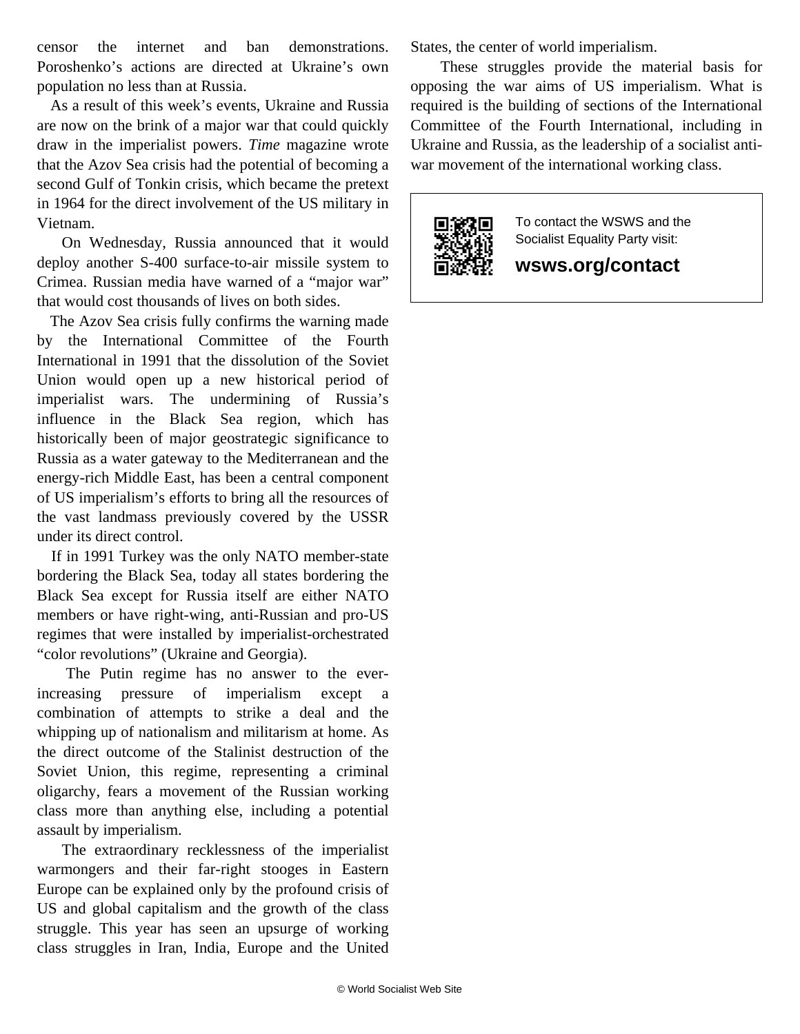censor the internet and ban demonstrations. Poroshenko's actions are directed at Ukraine's own population no less than at Russia.

As a result of this week's events, Ukraine and Russia are now on the brink of a major war that could quickly draw in the imperialist powers. *Time* magazine wrote that the Azov Sea crisis had the potential of becoming a second Gulf of Tonkin crisis, which became the pretext in 1964 for the direct involvement of the US military in Vietnam.

On Wednesday, Russia announced that it would deploy another S-400 surface-to-air missile system to Crimea. Russian media have warned of a "major war" that would cost thousands of lives on both sides.

The Azov Sea crisis fully confirms the warning made by the International Committee of the Fourth International in 1991 that the dissolution of the Soviet Union would open up a new historical period of imperialist wars. The undermining of Russia's influence in the Black Sea region, which has historically been of major geostrategic significance to Russia as a water gateway to the Mediterranean and the energy-rich Middle East, has been a central component of US imperialism's efforts to bring all the resources of the vast landmass previously covered by the USSR under its direct control.

If in 1991 Turkey was the only NATO member-state bordering the Black Sea, today all states bordering the Black Sea except for Russia itself are either NATO members or have right-wing, anti-Russian and pro-US regimes that were installed by imperialist-orchestrated "color revolutions" (Ukraine and Georgia).

The Putin regime has no answer to the ever-increasing pressure of imperialism except a combination of attempts to strike a deal and the whipping up of nationalism and militarism at home. As the direct outcome of the Stalinist destruction of the Soviet Union, this regime, representing a criminal oligarchy, fears a movement of the Russian working class more than anything else, including a potential assault by imperialism.

The extraordinary recklessness of the imperialist warmongers and their far-right stooges in Eastern Europe can be explained only by the profound crisis of US and global capitalism and the growth of the class struggle. This year has seen an upsurge of working class struggles in Iran, India, Europe and the United States, the center of world imperialism.

These struggles provide the material basis for opposing the war aims of US imperialism. What is required is the building of sections of the International Committee of the Fourth International, including in Ukraine and Russia, as the leadership of a socialist anti-war movement of the international working class.

To contact the WSWS and the Socialist Equality Party visit:

**wsws.org/contact**